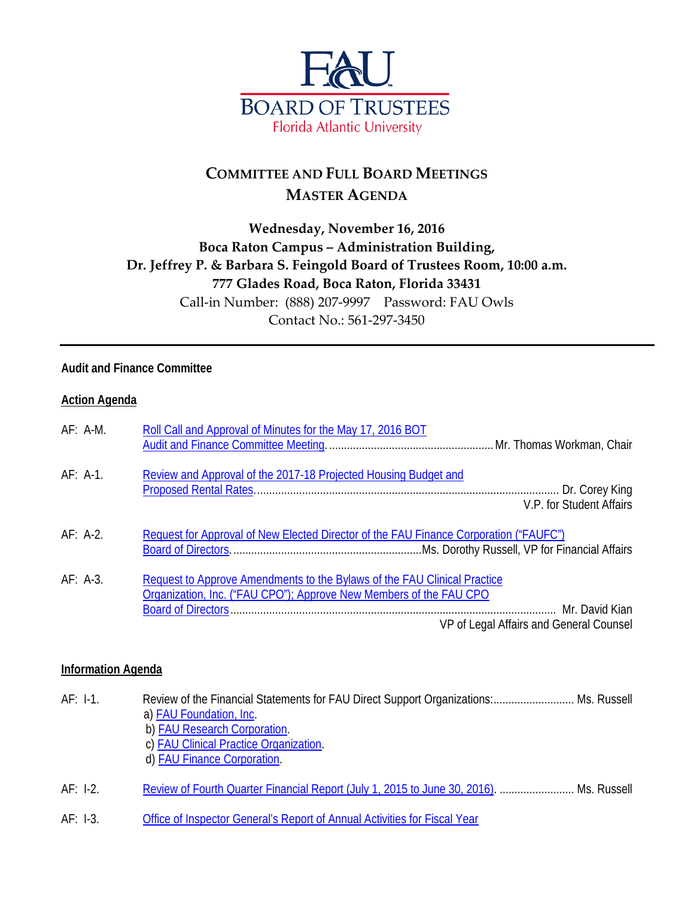# FAU BOARD OF TRUSTEES
Florida Atlantic University

## COMMITTEE AND FULL BOARD MEETINGS
## MASTER AGENDA

**Wednesday, November 16, 2016**
**Boca Raton Campus – Administration Building,**
**Dr. Jeffrey P. & Barbara S. Feingold Board of Trustees Room, 10:00 a.m.**
**777 Glades Road, Boca Raton, Florida 33431**
Call-in Number: (888) 207-9997 Password: FAU Owls
Contact No.: 561-297-3450

---

**Audit and Finance Committee**

**Action Agenda**

AF: A-M. Roll Call and Approval of Minutes for the May 17, 2016 BOT Audit and Finance Committee Meeting. ........ Mr. Thomas Workman, Chair

AF: A-1. Review and Approval of the 2017-18 Projected Housing Budget and Proposed Rental Rates. ........ Dr. Corey King, V.P. for Student Affairs

AF: A-2. Request for Approval of New Elected Director of the FAU Finance Corporation ("FAUFC") Board of Directors. ........ Ms. Dorothy Russell, VP for Financial Affairs

AF: A-3. Request to Approve Amendments to the Bylaws of the FAU Clinical Practice Organization, Inc. ("FAU CPO"); Approve New Members of the FAU CPO Board of Directors ........ Mr. David Kian, VP of Legal Affairs and General Counsel

**Information Agenda**

AF: I-1. Review of the Financial Statements for FAU Direct Support Organizations: ........ Ms. Russell
- a) FAU Foundation, Inc.
- b) FAU Research Corporation.
- c) FAU Clinical Practice Organization.
- d) FAU Finance Corporation.

AF: I-2. Review of Fourth Quarter Financial Report (July 1, 2015 to June 30, 2016). ........ Ms. Russell

AF: I-3. Office of Inspector General's Report of Annual Activities for Fiscal Year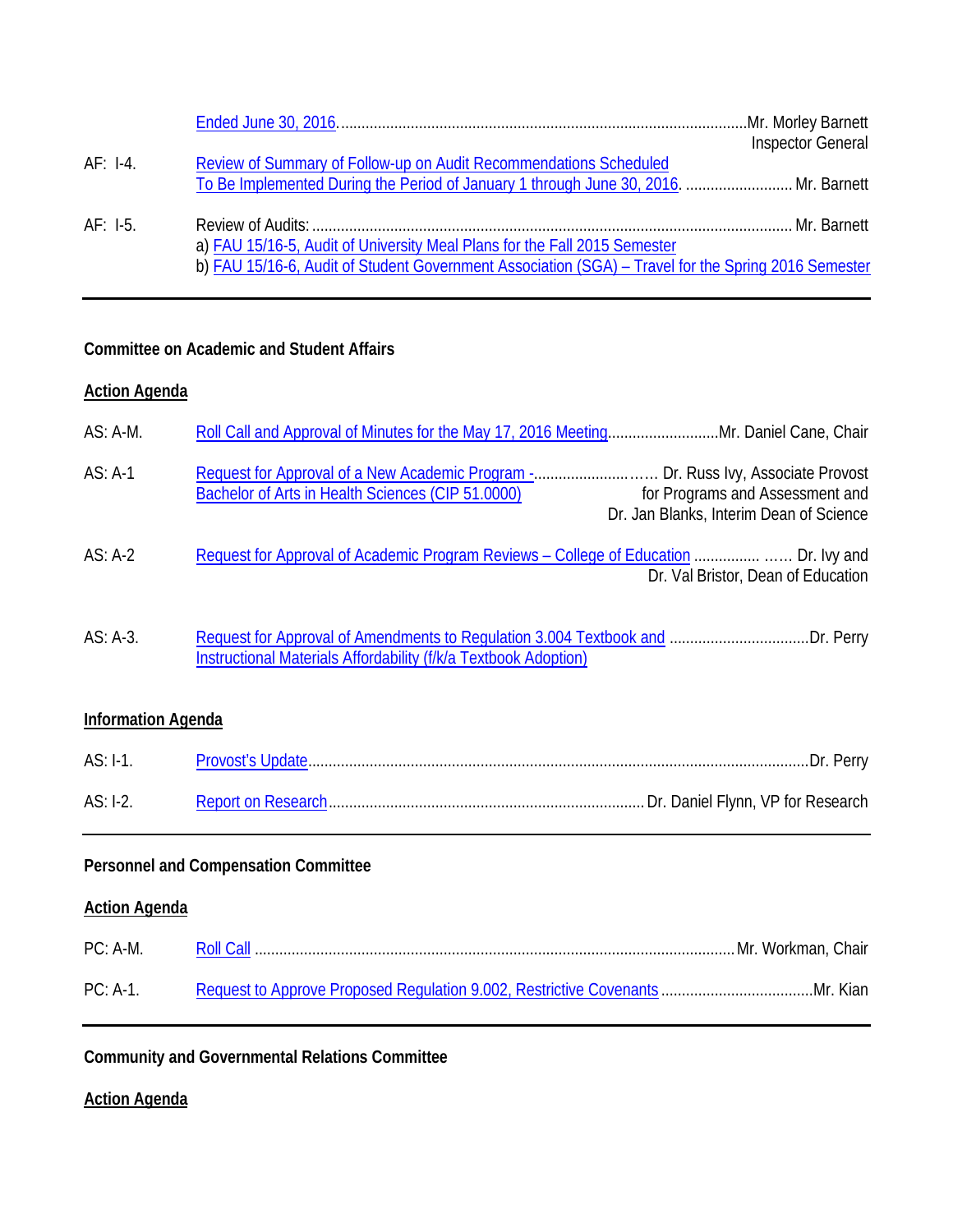| | | |
|---|---|---|
| | Ended June 30, 2016. | Mr. Morley Barnett<br>Inspector General |
| AF: I-4. | Review of Summary of Follow-up on Audit Recommendations Scheduled To Be Implemented During the Period of January 1 through June 30, 2016. | Mr. Barnett |
| AF: I-5. | Review of Audits:<br>a) FAU 15/16-5, Audit of University Meal Plans for the Fall 2015 Semester<br>b) FAU 15/16-6, Audit of Student Government Association (SGA) – Travel for the Spring 2016 Semester | Mr. Barnett |

---

**Committee on Academic and Student Affairs**

**Action Agenda**

| | | |
|---|---|---|
| AS: A-M. | Roll Call and Approval of Minutes for the May 17, 2016 Meeting | Mr. Daniel Cane, Chair |
| AS: A-1 | Request for Approval of a New Academic Program - Bachelor of Arts in Health Sciences (CIP 51.0000) | Dr. Russ Ivy, Associate Provost for Programs and Assessment and Dr. Jan Blanks, Interim Dean of Science |
| AS: A-2 | Request for Approval of Academic Program Reviews – College of Education | Dr. Ivy and Dr. Val Bristor, Dean of Education |
| AS: A-3. | Request for Approval of Amendments to Regulation 3.004 Textbook and Instructional Materials Affordability (f/k/a Textbook Adoption) | Dr. Perry |

**Information Agenda**

| | | |
|---|---|---|
| AS: I-1. | Provost's Update | Dr. Perry |
| AS: I-2. | Report on Research | Dr. Daniel Flynn, VP for Research |

---

**Personnel and Compensation Committee**

**Action Agenda**

| | | |
|---|---|---|
| PC: A-M. | Roll Call | Mr. Workman, Chair |
| PC: A-1. | Request to Approve Proposed Regulation 9.002, Restrictive Covenants | Mr. Kian |

---

**Community and Governmental Relations Committee**

**Action Agenda**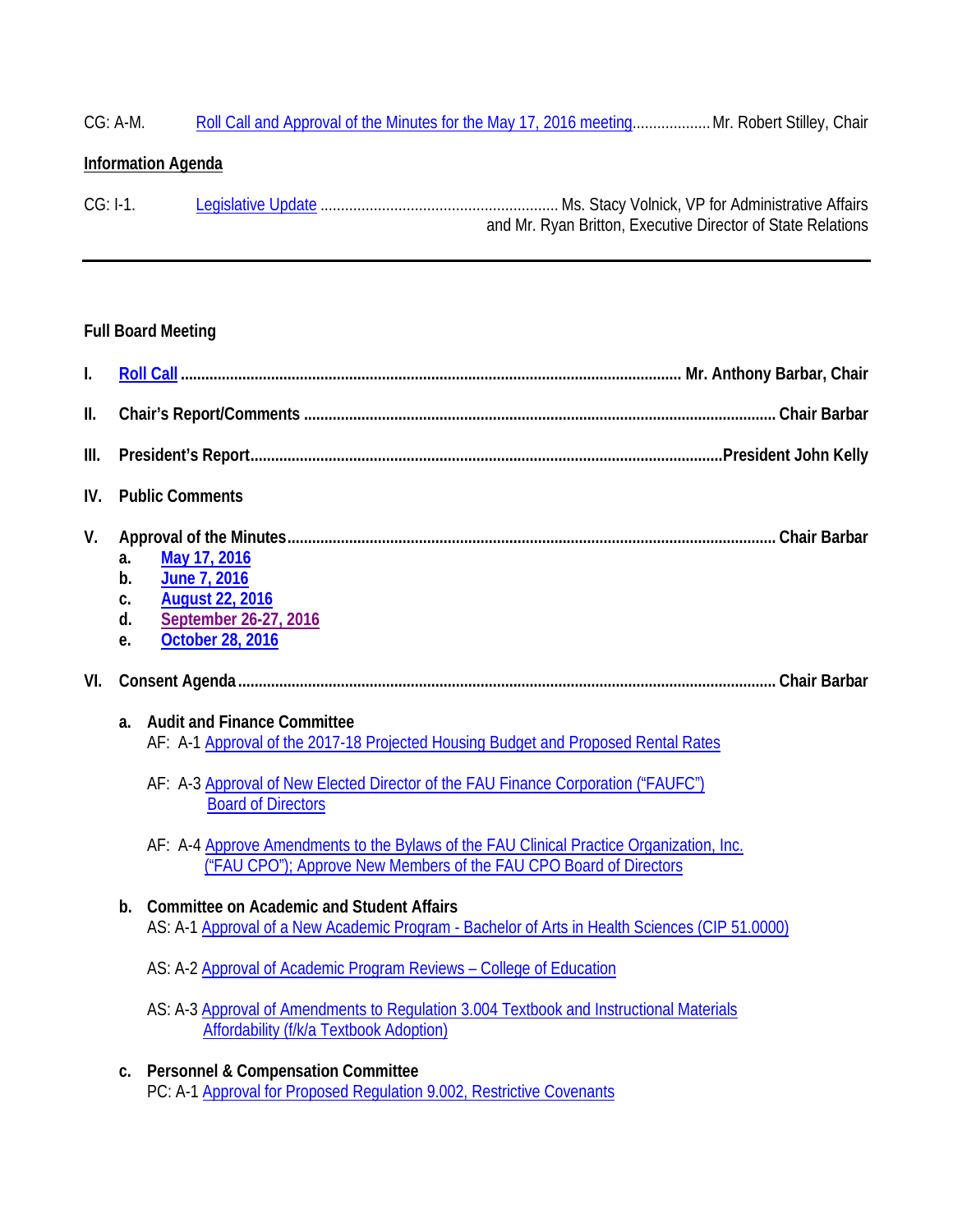CG: A-M. Roll Call and Approval of the Minutes for the May 17, 2016 meeting.................. Mr. Robert Stilley, Chair

**Information Agenda**

CG: I-1. Legislative Update ........................................................ Ms. Stacy Volnick, VP for Administrative Affairs and Mr. Ryan Britton, Executive Director of State Relations

---

**Full Board Meeting**

**I. Roll Call ........................................................................................................... Mr. Anthony Barbar, Chair**

**II. Chair's Report/Comments ................................................................................ Chair Barbar**

**III. President's Report.............................................................................................President John Kelly**

**IV. Public Comments**

**V. Approval of the Minutes..................................................................................... Chair Barbar**

- **a. May 17, 2016**
- **b. June 7, 2016**
- **c. August 22, 2016**
- **d. September 26-27, 2016**
- **e. October 28, 2016**

**VI. Consent Agenda............................................................................................... Chair Barbar**

**a. Audit and Finance Committee**

AF: A-1 Approval of the 2017-18 Projected Housing Budget and Proposed Rental Rates

AF: A-3 Approval of New Elected Director of the FAU Finance Corporation ("FAUFC") Board of Directors

AF: A-4 Approve Amendments to the Bylaws of the FAU Clinical Practice Organization, Inc. ("FAU CPO"); Approve New Members of the FAU CPO Board of Directors

**b. Committee on Academic and Student Affairs**

AS: A-1 Approval of a New Academic Program - Bachelor of Arts in Health Sciences (CIP 51.0000)

AS: A-2 Approval of Academic Program Reviews – College of Education

AS: A-3 Approval of Amendments to Regulation 3.004 Textbook and Instructional Materials Affordability (f/k/a Textbook Adoption)

**c. Personnel & Compensation Committee**

PC: A-1 Approval for Proposed Regulation 9.002, Restrictive Covenants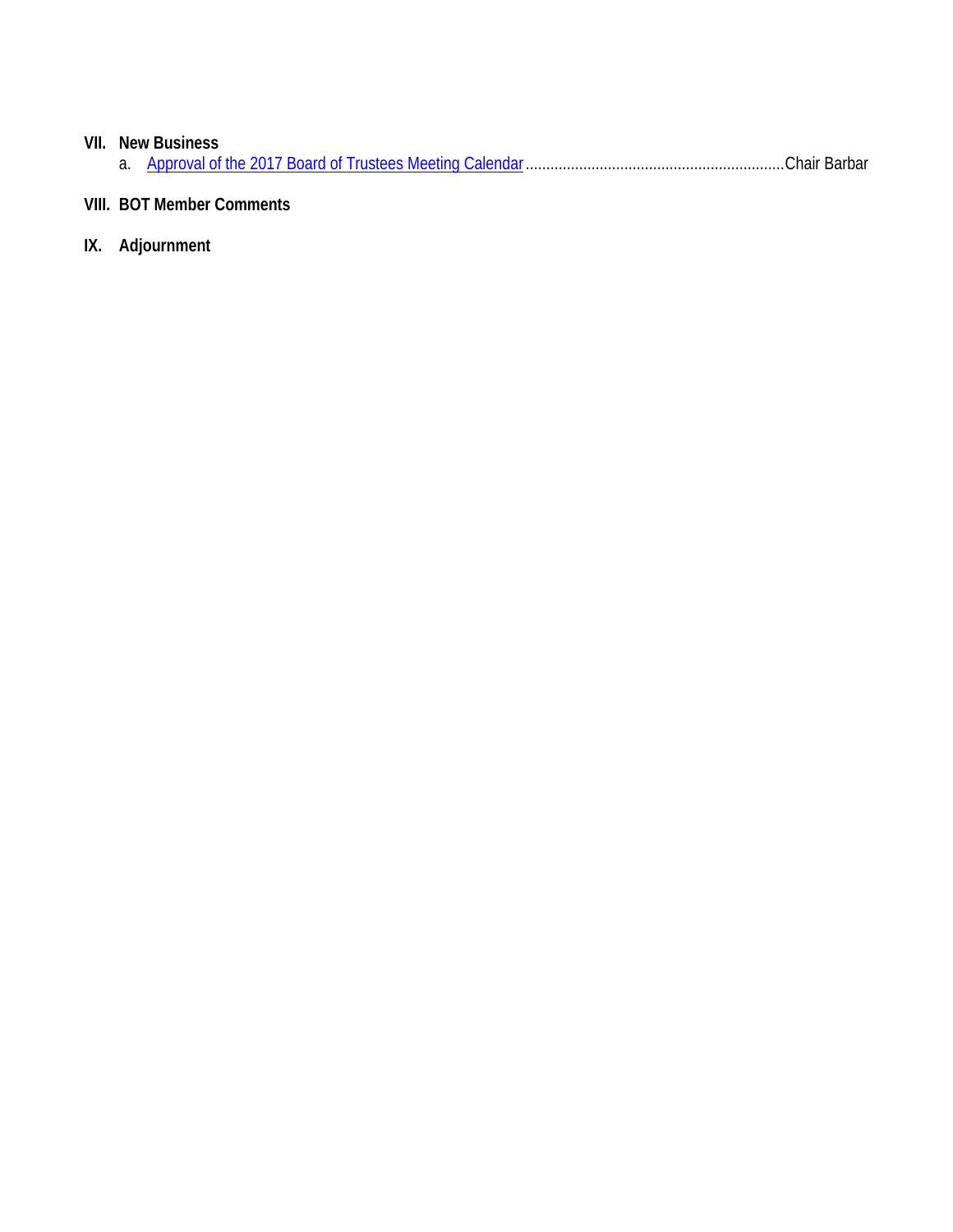**VII. New Business**

a. Approval of the 2017 Board of Trustees Meeting Calendar ............................................................... Chair Barbar

**VIII. BOT Member Comments**

**IX. Adjournment**